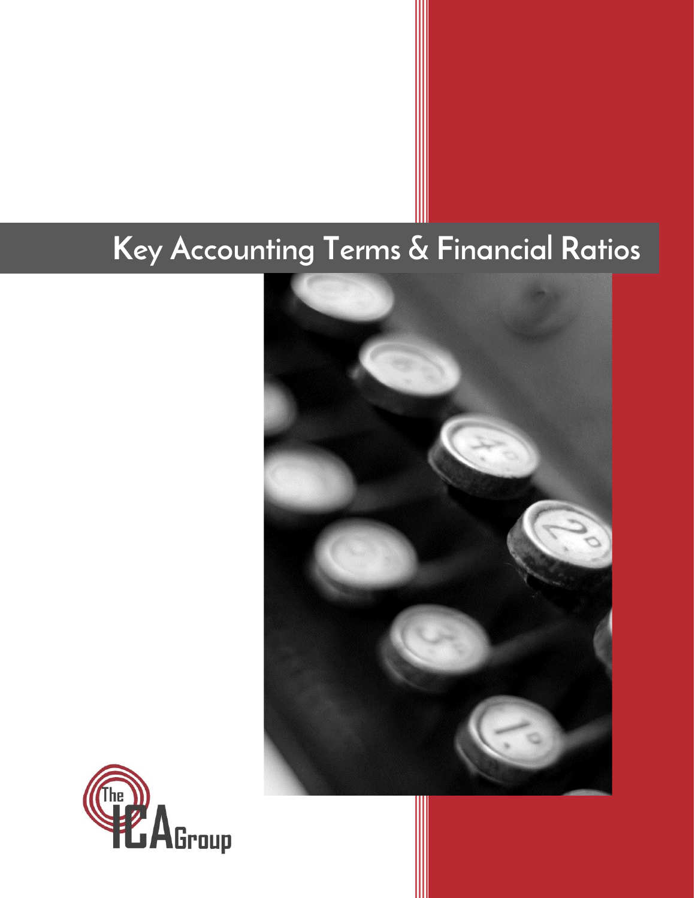# Key Accounting Terms & Financial Ratios

The ICA Group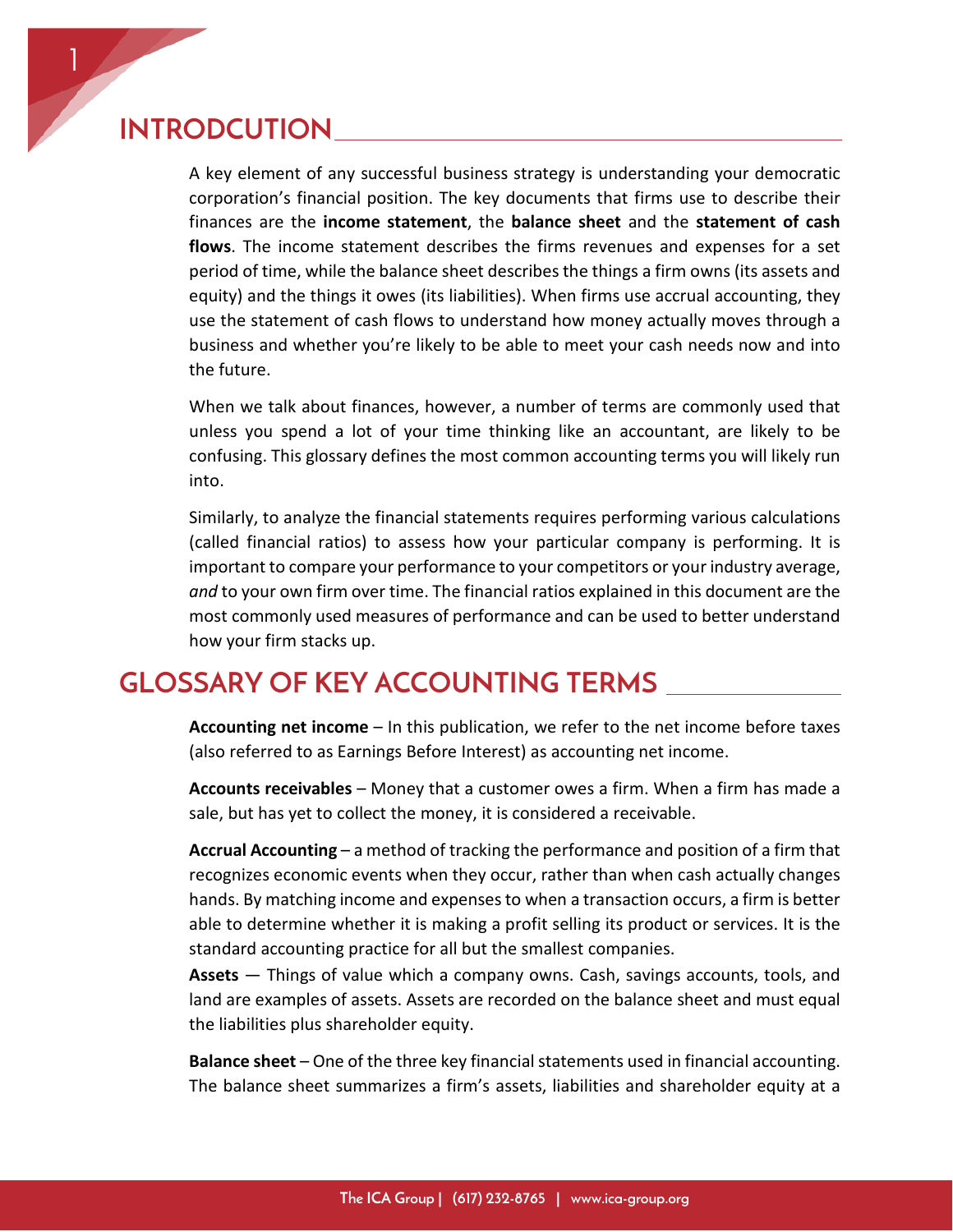## INTRODCUTION

A key element of any successful business strategy is understanding your democratic corporation's financial position. The key documents that firms use to describe their finances are the **income statement**, the **balance sheet** and the **statement of cash flows**. The income statement describes the firms revenues and expenses for a set period of time, while the balance sheet describes the things a firm owns (its assets and equity) and the things it owes (its liabilities). When firms use accrual accounting, they use the statement of cash flows to understand how money actually moves through a business and whether you're likely to be able to meet your cash needs now and into the future.

When we talk about finances, however, a number of terms are commonly used that unless you spend a lot of your time thinking like an accountant, are likely to be confusing. This glossary defines the most common accounting terms you will likely run into.

Similarly, to analyze the financial statements requires performing various calculations (called financial ratios) to assess how your particular company is performing. It is important to compare your performance to your competitors or your industry average, *and* to your own firm over time. The financial ratios explained in this document are the most commonly used measures of performance and can be used to better understand how your firm stacks up.

## GLOSSARY OF KEY ACCOUNTING TERMS

**Accounting net income** – In this publication, we refer to the net income before taxes (also referred to as Earnings Before Interest) as accounting net income.

**Accounts receivables** – Money that a customer owes a firm. When a firm has made a sale, but has yet to collect the money, it is considered a receivable.

**Accrual Accounting** – a method of tracking the performance and position of a firm that recognizes economic events when they occur, rather than when cash actually changes hands. By matching income and expenses to when a transaction occurs, a firm is better able to determine whether it is making a profit selling its product or services. It is the standard accounting practice for all but the smallest companies.

**Assets** — Things of value which a company owns. Cash, savings accounts, tools, and land are examples of assets. Assets are recorded on the balance sheet and must equal the liabilities plus shareholder equity.

**Balance sheet** – One of the three key financial statements used in financial accounting. The balance sheet summarizes a firm's assets, liabilities and shareholder equity at a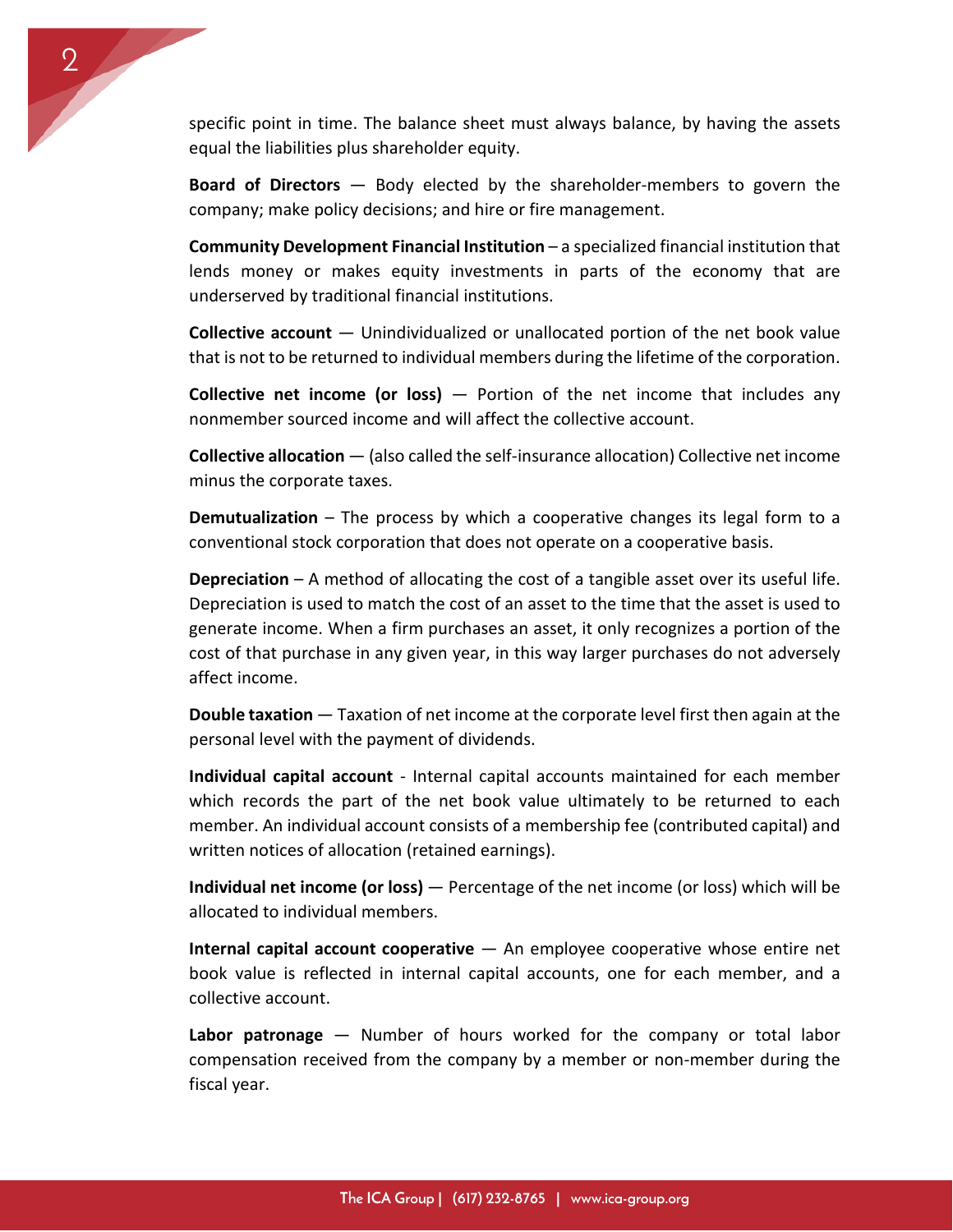specific point in time. The balance sheet must always balance, by having the assets equal the liabilities plus shareholder equity.

**Board of Directors** — Body elected by the shareholder-members to govern the company; make policy decisions; and hire or fire management.

**Community Development Financial Institution** – a specialized financial institution that lends money or makes equity investments in parts of the economy that are underserved by traditional financial institutions.

**Collective account** — Unindividualized or unallocated portion of the net book value that is not to be returned to individual members during the lifetime of the corporation.

**Collective net income (or loss)** — Portion of the net income that includes any nonmember sourced income and will affect the collective account.

**Collective allocation** — (also called the self-insurance allocation) Collective net income minus the corporate taxes.

**Demutualization** – The process by which a cooperative changes its legal form to a conventional stock corporation that does not operate on a cooperative basis.

**Depreciation** – A method of allocating the cost of a tangible asset over its useful life. Depreciation is used to match the cost of an asset to the time that the asset is used to generate income. When a firm purchases an asset, it only recognizes a portion of the cost of that purchase in any given year, in this way larger purchases do not adversely affect income.

**Double taxation** — Taxation of net income at the corporate level first then again at the personal level with the payment of dividends.

**Individual capital account** - Internal capital accounts maintained for each member which records the part of the net book value ultimately to be returned to each member. An individual account consists of a membership fee (contributed capital) and written notices of allocation (retained earnings).

**Individual net income (or loss)** — Percentage of the net income (or loss) which will be allocated to individual members.

**Internal capital account cooperative** — An employee cooperative whose entire net book value is reflected in internal capital accounts, one for each member, and a collective account.

**Labor patronage** — Number of hours worked for the company or total labor compensation received from the company by a member or non-member during the fiscal year.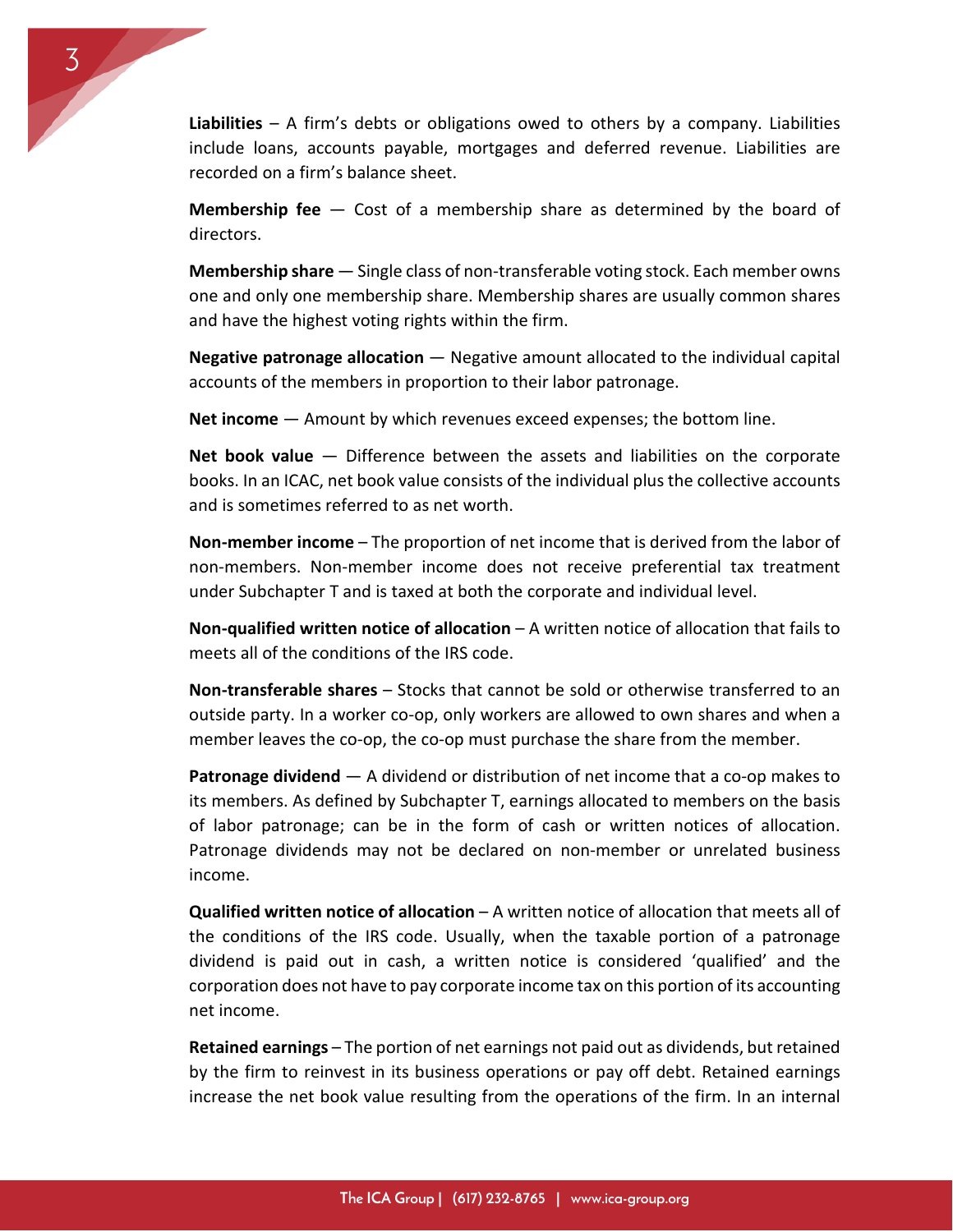**Liabilities** – A firm's debts or obligations owed to others by a company. Liabilities include loans, accounts payable, mortgages and deferred revenue. Liabilities are recorded on a firm's balance sheet.

**Membership fee** — Cost of a membership share as determined by the board of directors.

**Membership share** — Single class of non-transferable voting stock. Each member owns one and only one membership share. Membership shares are usually common shares and have the highest voting rights within the firm.

**Negative patronage allocation** — Negative amount allocated to the individual capital accounts of the members in proportion to their labor patronage.

**Net income** — Amount by which revenues exceed expenses; the bottom line.

**Net book value** — Difference between the assets and liabilities on the corporate books. In an ICAC, net book value consists of the individual plus the collective accounts and is sometimes referred to as net worth.

**Non-member income** – The proportion of net income that is derived from the labor of non-members. Non-member income does not receive preferential tax treatment under Subchapter T and is taxed at both the corporate and individual level.

**Non-qualified written notice of allocation** – A written notice of allocation that fails to meets all of the conditions of the IRS code.

**Non-transferable shares** – Stocks that cannot be sold or otherwise transferred to an outside party. In a worker co-op, only workers are allowed to own shares and when a member leaves the co-op, the co-op must purchase the share from the member.

**Patronage dividend** — A dividend or distribution of net income that a co-op makes to its members. As defined by Subchapter T, earnings allocated to members on the basis of labor patronage; can be in the form of cash or written notices of allocation. Patronage dividends may not be declared on non-member or unrelated business income.

**Qualified written notice of allocation** – A written notice of allocation that meets all of the conditions of the IRS code. Usually, when the taxable portion of a patronage dividend is paid out in cash, a written notice is considered 'qualified' and the corporation does not have to pay corporate income tax on this portion of its accounting net income.

**Retained earnings** – The portion of net earnings not paid out as dividends, but retained by the firm to reinvest in its business operations or pay off debt. Retained earnings increase the net book value resulting from the operations of the firm. In an internal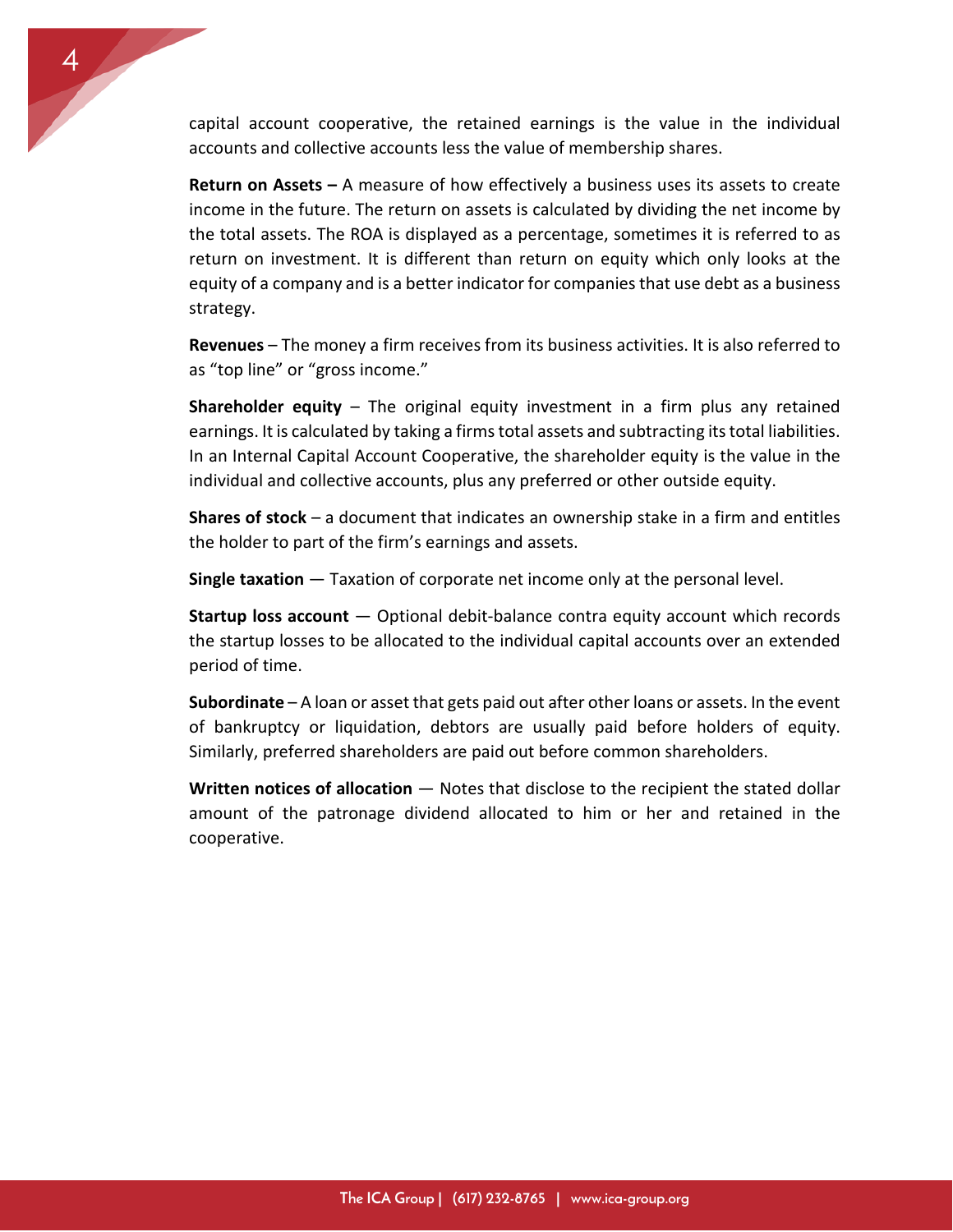capital account cooperative, the retained earnings is the value in the individual accounts and collective accounts less the value of membership shares.

**Return on Assets –** A measure of how effectively a business uses its assets to create income in the future. The return on assets is calculated by dividing the net income by the total assets. The ROA is displayed as a percentage, sometimes it is referred to as return on investment. It is different than return on equity which only looks at the equity of a company and is a better indicator for companies that use debt as a business strategy.

**Revenues** – The money a firm receives from its business activities. It is also referred to as "top line" or "gross income."

**Shareholder equity** – The original equity investment in a firm plus any retained earnings. It is calculated by taking a firms total assets and subtracting its total liabilities. In an Internal Capital Account Cooperative, the shareholder equity is the value in the individual and collective accounts, plus any preferred or other outside equity.

**Shares of stock** – a document that indicates an ownership stake in a firm and entitles the holder to part of the firm's earnings and assets.

**Single taxation** — Taxation of corporate net income only at the personal level.

**Startup loss account** — Optional debit-balance contra equity account which records the startup losses to be allocated to the individual capital accounts over an extended period of time.

**Subordinate** – A loan or asset that gets paid out after other loans or assets. In the event of bankruptcy or liquidation, debtors are usually paid before holders of equity. Similarly, preferred shareholders are paid out before common shareholders.

**Written notices of allocation** — Notes that disclose to the recipient the stated dollar amount of the patronage dividend allocated to him or her and retained in the cooperative.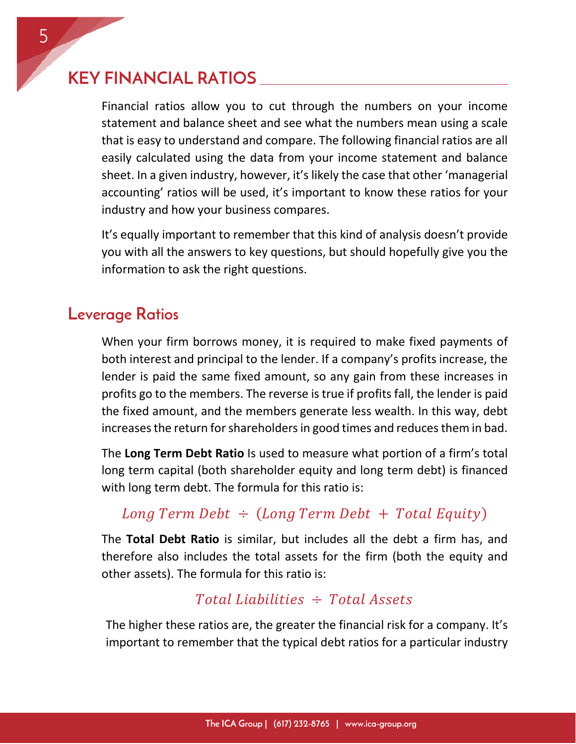## KEY FINANCIAL RATIOS

Financial ratios allow you to cut through the numbers on your income statement and balance sheet and see what the numbers mean using a scale that is easy to understand and compare. The following financial ratios are all easily calculated using the data from your income statement and balance sheet. In a given industry, however, it's likely the case that other 'managerial accounting' ratios will be used, it's important to know these ratios for your industry and how your business compares.

It's equally important to remember that this kind of analysis doesn't provide you with all the answers to key questions, but should hopefully give you the information to ask the right questions.

### Leverage Ratios

When your firm borrows money, it is required to make fixed payments of both interest and principal to the lender. If a company's profits increase, the lender is paid the same fixed amount, so any gain from these increases in profits go to the members. The reverse is true if profits fall, the lender is paid the fixed amount, and the members generate less wealth. In this way, debt increases the return for shareholders in good times and reduces them in bad.

The **Long Term Debt Ratio** Is used to measure what portion of a firm's total long term capital (both shareholder equity and long term debt) is financed with long term debt. The formula for this ratio is:

$$Long\ Term\ Debt\ \div\ (Long\ Term\ Debt\ +\ Total\ Equity)$$

The **Total Debt Ratio** is similar, but includes all the debt a firm has, and therefore also includes the total assets for the firm (both the equity and other assets). The formula for this ratio is:

$$Total\ Liabilities\ \div\ Total\ Assets$$

The higher these ratios are, the greater the financial risk for a company. It's important to remember that the typical debt ratios for a particular industry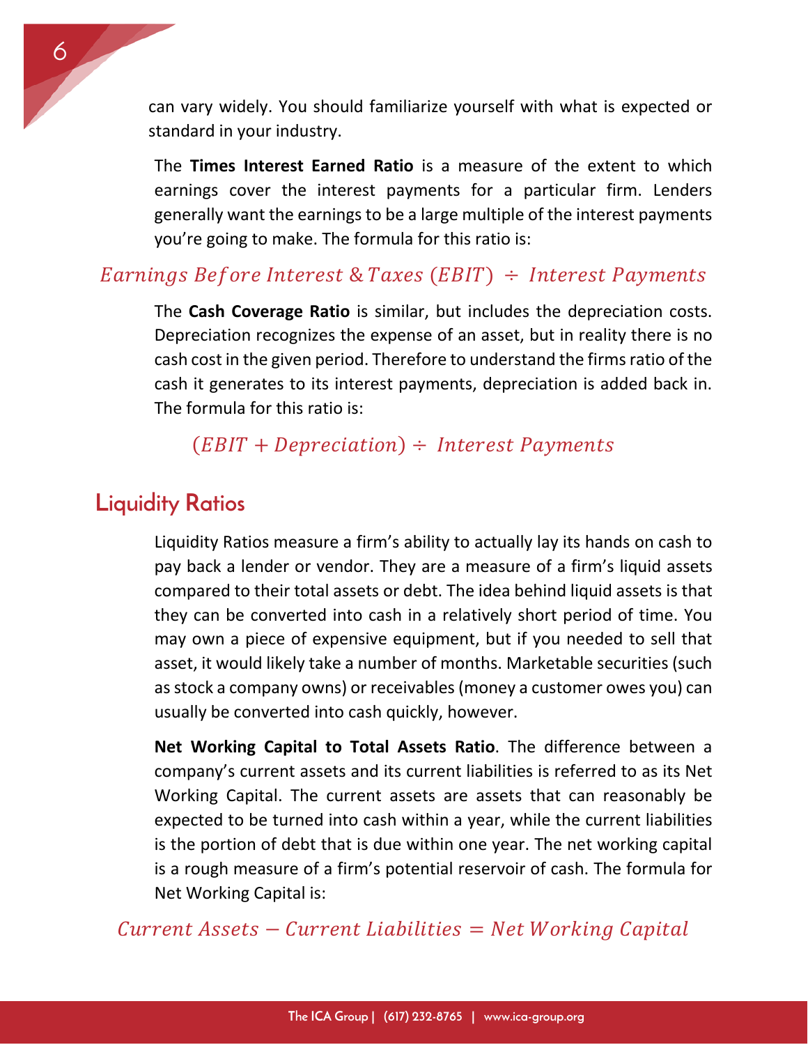can vary widely. You should familiarize yourself with what is expected or standard in your industry.

The **Times Interest Earned Ratio** is a measure of the extent to which earnings cover the interest payments for a particular firm. Lenders generally want the earnings to be a large multiple of the interest payments you're going to make. The formula for this ratio is:

$$Earnings\ Before\ Interest\ \&\ Taxes\ (EBIT)\ \div\ Interest\ Payments$$

The **Cash Coverage Ratio** is similar, but includes the depreciation costs. Depreciation recognizes the expense of an asset, but in reality there is no cash cost in the given period. Therefore to understand the firms ratio of the cash it generates to its interest payments, depreciation is added back in. The formula for this ratio is:

$$(EBIT + Depreciation) \div\ Interest\ Payments$$

## Liquidity Ratios

Liquidity Ratios measure a firm's ability to actually lay its hands on cash to pay back a lender or vendor. They are a measure of a firm's liquid assets compared to their total assets or debt. The idea behind liquid assets is that they can be converted into cash in a relatively short period of time. You may own a piece of expensive equipment, but if you needed to sell that asset, it would likely take a number of months. Marketable securities (such as stock a company owns) or receivables (money a customer owes you) can usually be converted into cash quickly, however.

**Net Working Capital to Total Assets Ratio**. The difference between a company's current assets and its current liabilities is referred to as its Net Working Capital. The current assets are assets that can reasonably be expected to be turned into cash within a year, while the current liabilities is the portion of debt that is due within one year. The net working capital is a rough measure of a firm's potential reservoir of cash. The formula for Net Working Capital is:

$$Current\ Assets - Current\ Liabilities = Net\ Working\ Capital$$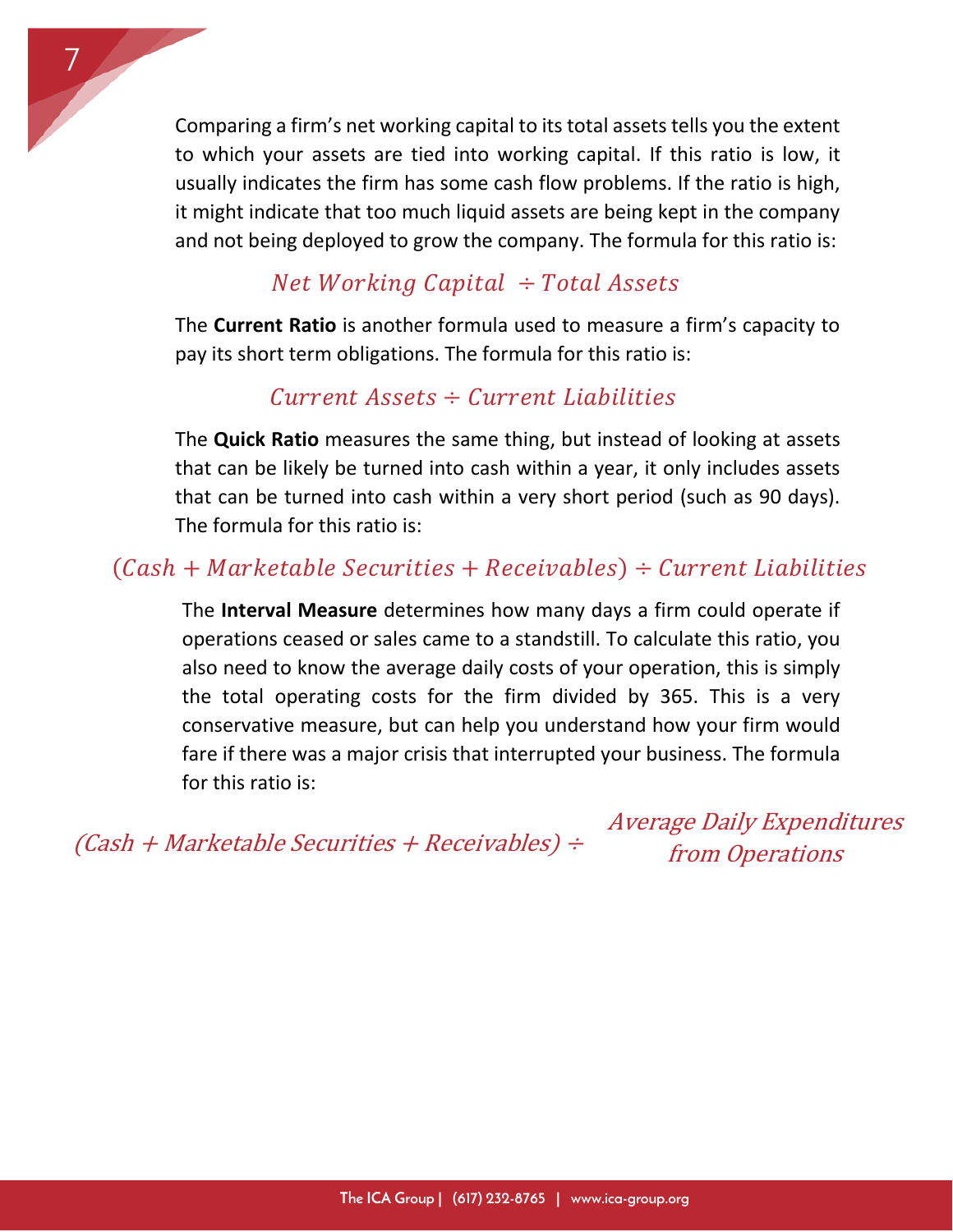Comparing a firm's net working capital to its total assets tells you the extent to which your assets are tied into working capital. If this ratio is low, it usually indicates the firm has some cash flow problems. If the ratio is high, it might indicate that too much liquid assets are being kept in the company and not being deployed to grow the company. The formula for this ratio is:

$$Net\ Working\ Capital \div Total\ Assets$$

The **Current Ratio** is another formula used to measure a firm's capacity to pay its short term obligations. The formula for this ratio is:

$$Current\ Assets \div Current\ Liabilities$$

The **Quick Ratio** measures the same thing, but instead of looking at assets that can be likely be turned into cash within a year, it only includes assets that can be turned into cash within a very short period (such as 90 days). The formula for this ratio is:

$$(Cash + Marketable\ Securities + Receivables) \div Current\ Liabilities$$

The **Interval Measure** determines how many days a firm could operate if operations ceased or sales came to a standstill. To calculate this ratio, you also need to know the average daily costs of your operation, this is simply the total operating costs for the firm divided by 365. This is a very conservative measure, but can help you understand how your firm would fare if there was a major crisis that interrupted your business. The formula for this ratio is:

$$(Cash + Marketable\ Securities + Receivables) \div Average\ Daily\ Expenditures\ from\ Operations$$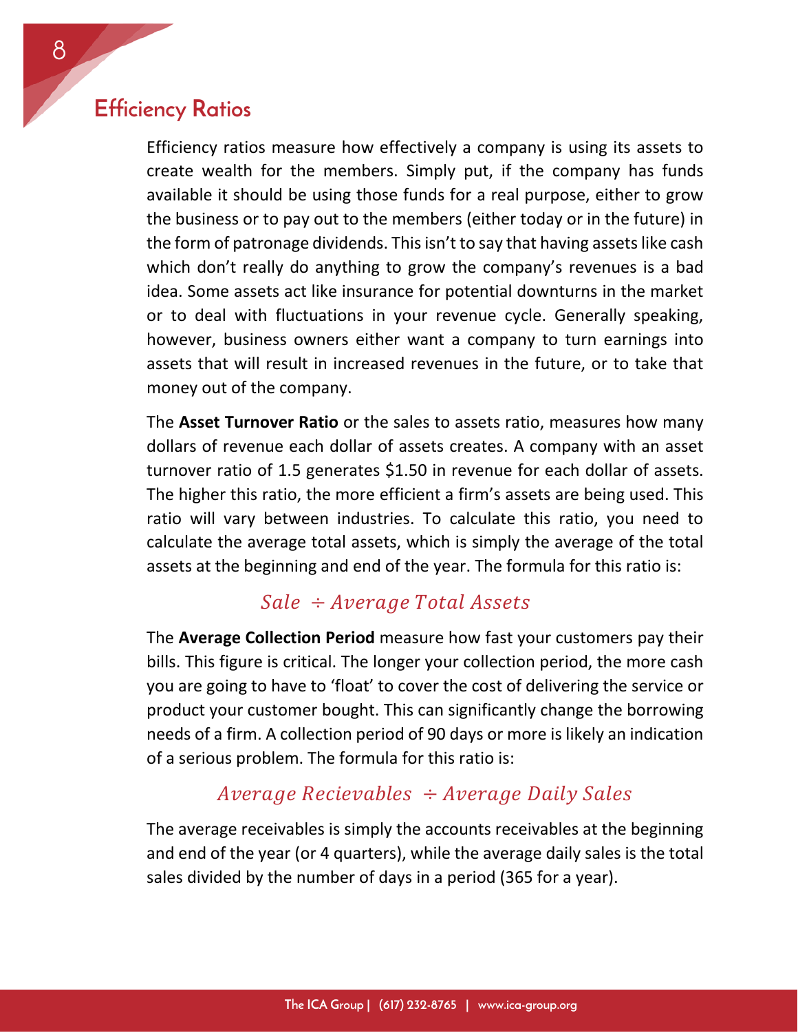## Efficiency Ratios

Efficiency ratios measure how effectively a company is using its assets to create wealth for the members. Simply put, if the company has funds available it should be using those funds for a real purpose, either to grow the business or to pay out to the members (either today or in the future) in the form of patronage dividends. This isn't to say that having assets like cash which don't really do anything to grow the company's revenues is a bad idea. Some assets act like insurance for potential downturns in the market or to deal with fluctuations in your revenue cycle. Generally speaking, however, business owners either want a company to turn earnings into assets that will result in increased revenues in the future, or to take that money out of the company.

The **Asset Turnover Ratio** or the sales to assets ratio, measures how many dollars of revenue each dollar of assets creates. A company with an asset turnover ratio of 1.5 generates $1.50 in revenue for each dollar of assets. The higher this ratio, the more efficient a firm's assets are being used. This ratio will vary between industries. To calculate this ratio, you need to calculate the average total assets, which is simply the average of the total assets at the beginning and end of the year. The formula for this ratio is:

$$Sale \div Average\ Total\ Assets$$

The **Average Collection Period** measure how fast your customers pay their bills. This figure is critical. The longer your collection period, the more cash you are going to have to 'float' to cover the cost of delivering the service or product your customer bought. This can significantly change the borrowing needs of a firm. A collection period of 90 days or more is likely an indication of a serious problem. The formula for this ratio is:

$$Average\ Recievables \div Average\ Daily\ Sales$$

The average receivables is simply the accounts receivables at the beginning and end of the year (or 4 quarters), while the average daily sales is the total sales divided by the number of days in a period (365 for a year).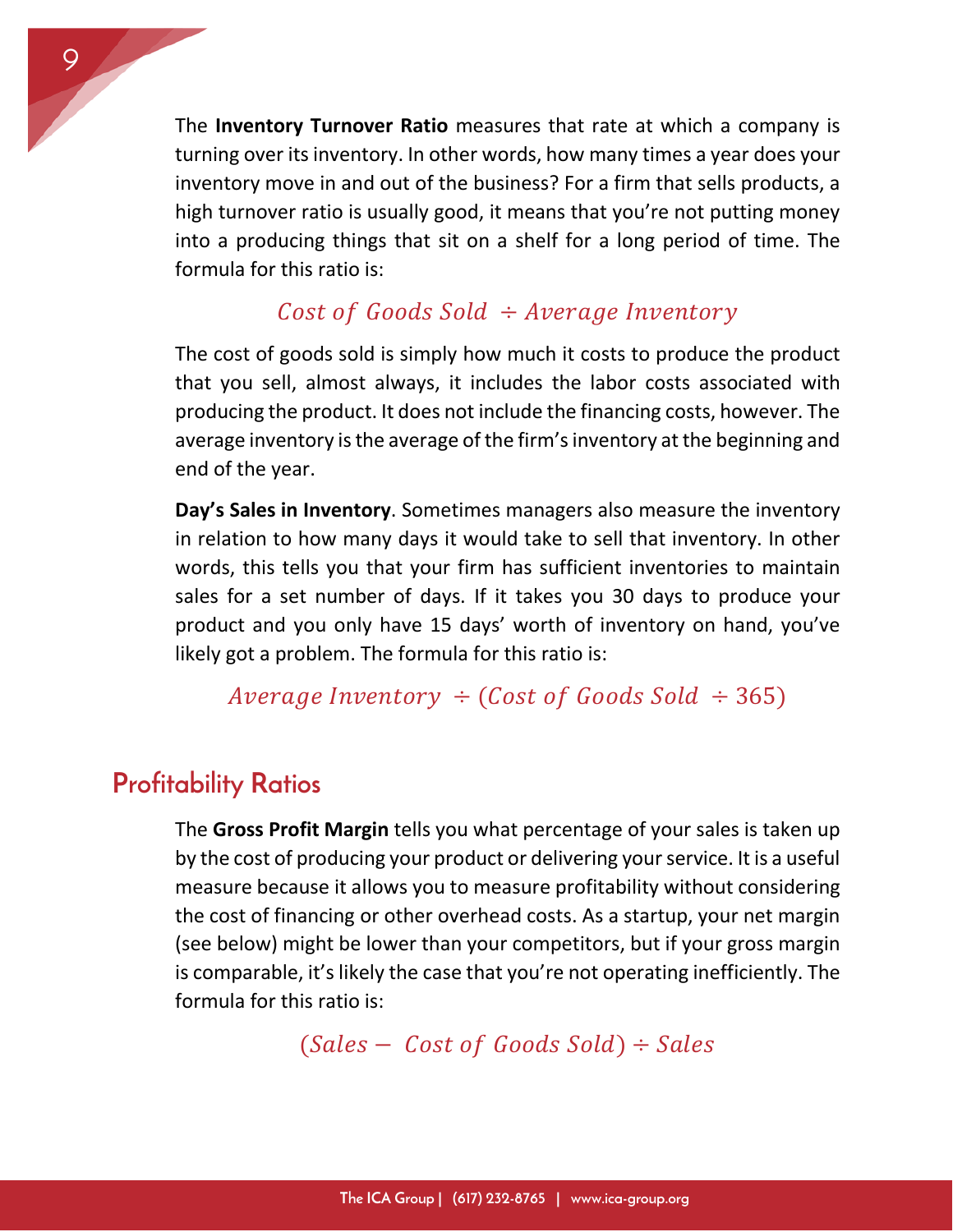The **Inventory Turnover Ratio** measures that rate at which a company is turning over its inventory. In other words, how many times a year does your inventory move in and out of the business? For a firm that sells products, a high turnover ratio is usually good, it means that you're not putting money into a producing things that sit on a shelf for a long period of time. The formula for this ratio is:

$$\text{Cost of Goods Sold} \div \text{Average Inventory}$$

The cost of goods sold is simply how much it costs to produce the product that you sell, almost always, it includes the labor costs associated with producing the product. It does not include the financing costs, however. The average inventory is the average of the firm's inventory at the beginning and end of the year.

**Day's Sales in Inventory**. Sometimes managers also measure the inventory in relation to how many days it would take to sell that inventory. In other words, this tells you that your firm has sufficient inventories to maintain sales for a set number of days. If it takes you 30 days to produce your product and you only have 15 days' worth of inventory on hand, you've likely got a problem. The formula for this ratio is:

$$\text{Average Inventory} \div (\text{Cost of Goods Sold} \div 365)$$

## Profitability Ratios

The **Gross Profit Margin** tells you what percentage of your sales is taken up by the cost of producing your product or delivering your service. It is a useful measure because it allows you to measure profitability without considering the cost of financing or other overhead costs. As a startup, your net margin (see below) might be lower than your competitors, but if your gross margin is comparable, it's likely the case that you're not operating inefficiently. The formula for this ratio is:

$$(\text{Sales} - \text{Cost of Goods Sold}) \div \text{Sales}$$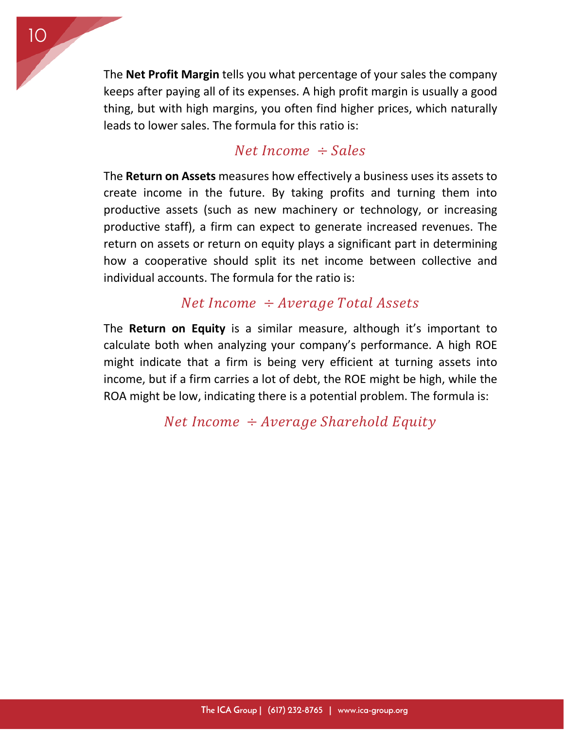The **Net Profit Margin** tells you what percentage of your sales the company keeps after paying all of its expenses. A high profit margin is usually a good thing, but with high margins, you often find higher prices, which naturally leads to lower sales. The formula for this ratio is:

$$Net\ Income\ \div Sales$$

The **Return on Assets** measures how effectively a business uses its assets to create income in the future. By taking profits and turning them into productive assets (such as new machinery or technology, or increasing productive staff), a firm can expect to generate increased revenues. The return on assets or return on equity plays a significant part in determining how a cooperative should split its net income between collective and individual accounts. The formula for the ratio is:

$$Net\ Income\ \div Average\ Total\ Assets$$

The **Return on Equity** is a similar measure, although it's important to calculate both when analyzing your company's performance. A high ROE might indicate that a firm is being very efficient at turning assets into income, but if a firm carries a lot of debt, the ROE might be high, while the ROA might be low, indicating there is a potential problem. The formula is:

$$Net\ Income\ \div Average\ Sharehold\ Equity$$